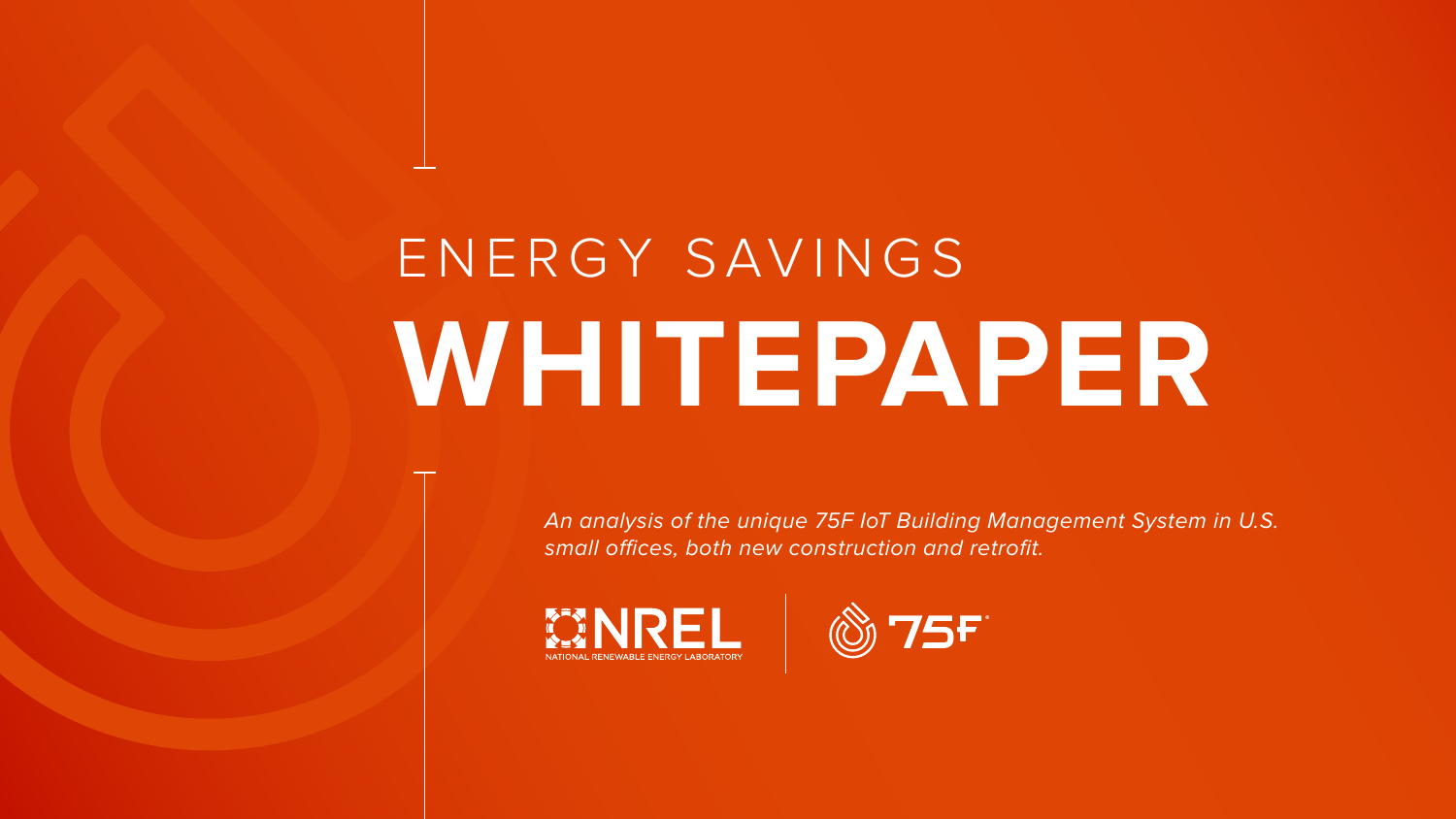ENERGY SAVINGS

# WHITEPAPER

*An analysis of the unique 75F IoT Building Management System in U.S. small offices, both new construction and retrofit.*

NREL
NATIONAL RENEWABLE ENERGY LABORATORY

75F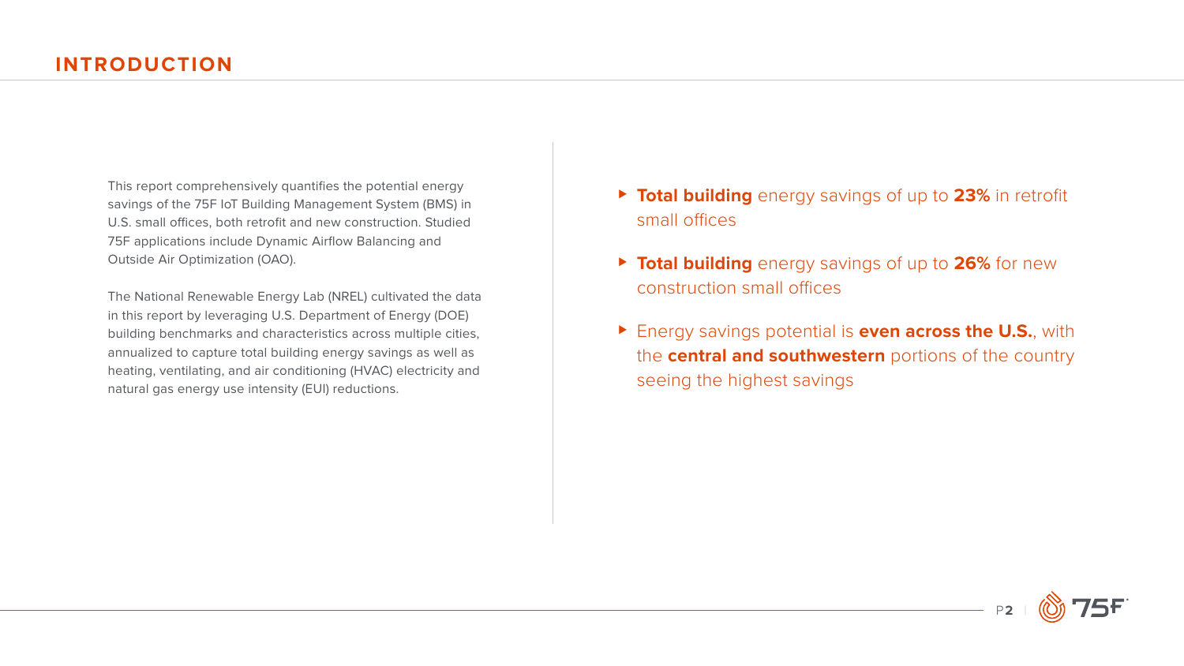# INTRODUCTION

This report comprehensively quantifies the potential energy savings of the 75F IoT Building Management System (BMS) in U.S. small offices, both retrofit and new construction. Studied 75F applications include Dynamic Airflow Balancing and Outside Air Optimization (OAO).

The National Renewable Energy Lab (NREL) cultivated the data in this report by leveraging U.S. Department of Energy (DOE) building benchmarks and characteristics across multiple cities, annualized to capture total building energy savings as well as heating, ventilating, and air conditioning (HVAC) electricity and natural gas energy use intensity (EUI) reductions.

- **Total building** energy savings of up to **23%** in retrofit small offices
- **Total building** energy savings of up to **26%** for new construction small offices
- Energy savings potential is **even across the U.S.**, with the **central and southwestern** portions of the country seeing the highest savings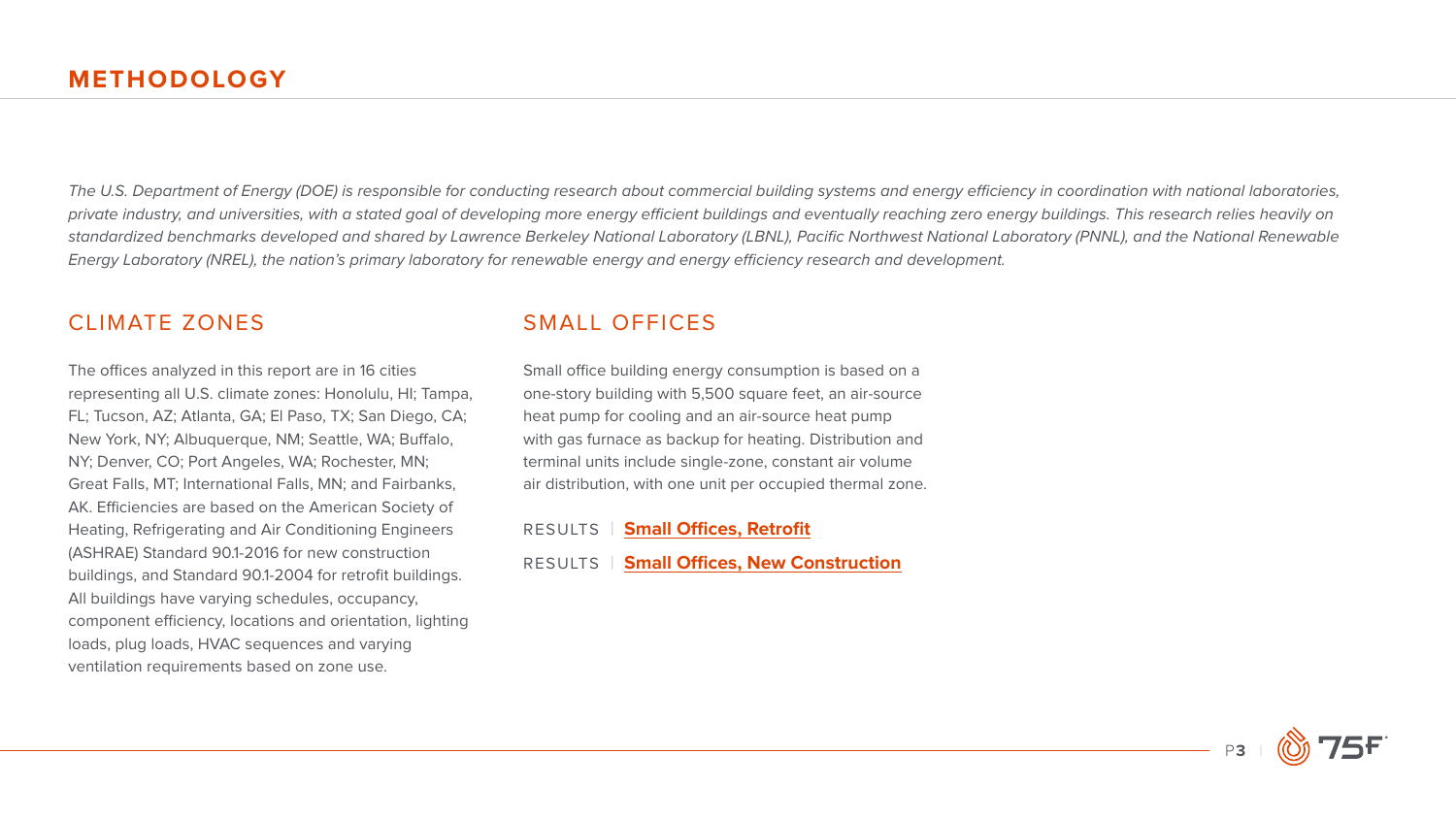# METHODOLOGY

*The U.S. Department of Energy (DOE) is responsible for conducting research about commercial building systems and energy efficiency in coordination with national laboratories, private industry, and universities, with a stated goal of developing more energy efficient buildings and eventually reaching zero energy buildings. This research relies heavily on standardized benchmarks developed and shared by Lawrence Berkeley National Laboratory (LBNL), Pacific Northwest National Laboratory (PNNL), and the National Renewable Energy Laboratory (NREL), the nation's primary laboratory for renewable energy and energy efficiency research and development.*

## CLIMATE ZONES

The offices analyzed in this report are in 16 cities representing all U.S. climate zones: Honolulu, HI; Tampa, FL; Tucson, AZ; Atlanta, GA; El Paso, TX; San Diego, CA; New York, NY; Albuquerque, NM; Seattle, WA; Buffalo, NY; Denver, CO; Port Angeles, WA; Rochester, MN; Great Falls, MT; International Falls, MN; and Fairbanks, AK. Efficiencies are based on the American Society of Heating, Refrigerating and Air Conditioning Engineers (ASHRAE) Standard 90.1-2016 for new construction buildings, and Standard 90.1-2004 for retrofit buildings. All buildings have varying schedules, occupancy, component efficiency, locations and orientation, lighting loads, plug loads, HVAC sequences and varying ventilation requirements based on zone use.

## SMALL OFFICES

Small office building energy consumption is based on a one-story building with 5,500 square feet, an air-source heat pump for cooling and an air-source heat pump with gas furnace as backup for heating. Distribution and terminal units include single-zone, constant air volume air distribution, with one unit per occupied thermal zone.

RESULTS | **Small Offices, Retrofit**

RESULTS | **Small Offices, New Construction**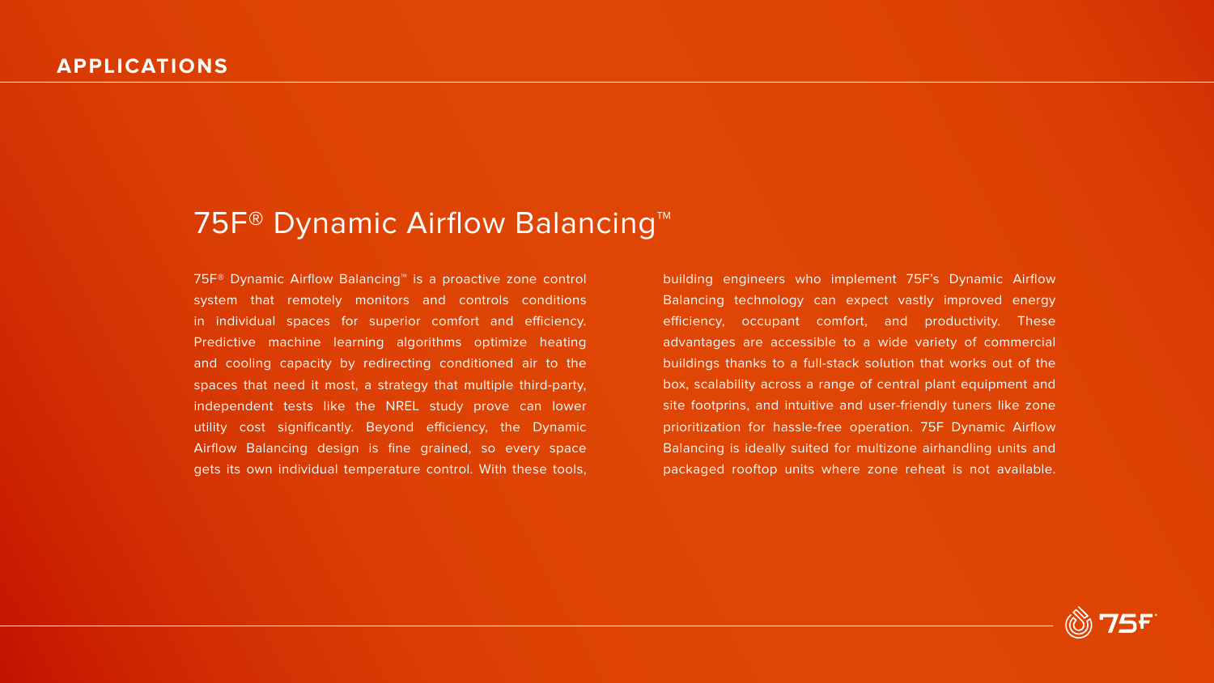## APPLICATIONS

# 75F® Dynamic Airflow Balancing™

75F® Dynamic Airflow Balancing™ is a proactive zone control system that remotely monitors and controls conditions in individual spaces for superior comfort and efficiency. Predictive machine learning algorithms optimize heating and cooling capacity by redirecting conditioned air to the spaces that need it most, a strategy that multiple third-party, independent tests like the NREL study prove can lower utility cost significantly. Beyond efficiency, the Dynamic Airflow Balancing design is fine grained, so every space gets its own individual temperature control. With these tools, building engineers who implement 75F's Dynamic Airflow Balancing technology can expect vastly improved energy efficiency, occupant comfort, and productivity. These advantages are accessible to a wide variety of commercial buildings thanks to a full-stack solution that works out of the box, scalability across a range of central plant equipment and site footprins, and intuitive and user-friendly tuners like zone prioritization for hassle-free operation. 75F Dynamic Airflow Balancing is ideally suited for multizone airhandling units and packaged rooftop units where zone reheat is not available.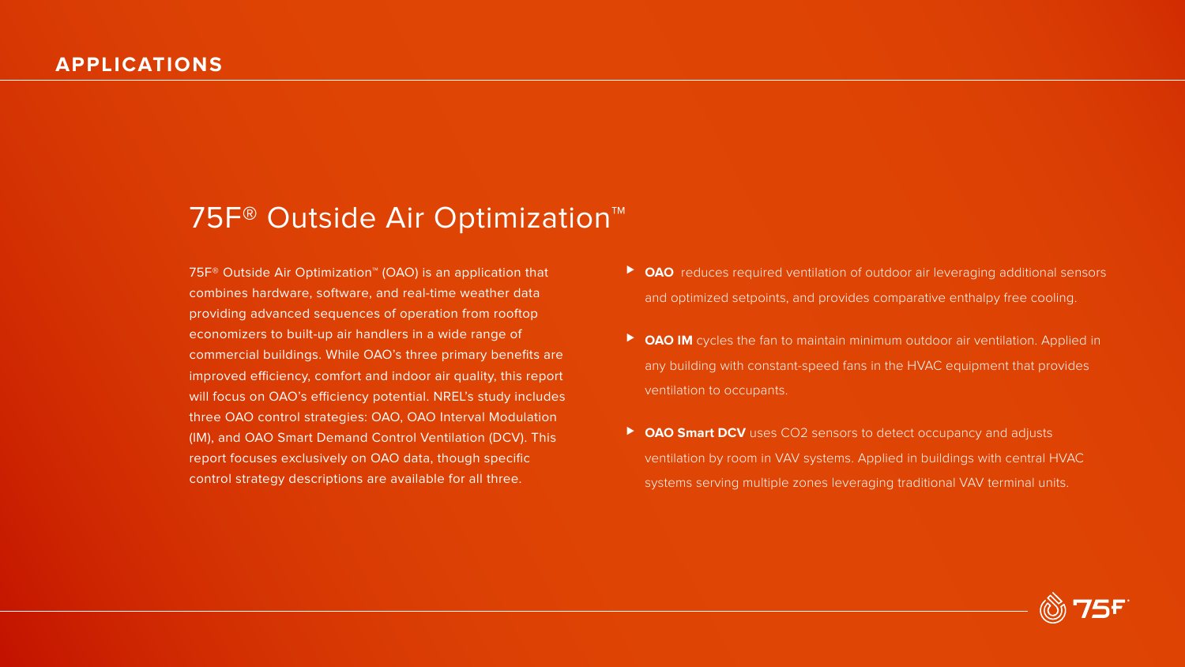## APPLICATIONS

# 75F® Outside Air Optimization™

75F® Outside Air Optimization™ (OAO) is an application that combines hardware, software, and real-time weather data providing advanced sequences of operation from rooftop economizers to built-up air handlers in a wide range of commercial buildings. While OAO's three primary benefits are improved efficiency, comfort and indoor air quality, this report will focus on OAO's efficiency potential. NREL's study includes three OAO control strategies: OAO, OAO Interval Modulation (IM), and OAO Smart Demand Control Ventilation (DCV). This report focuses exclusively on OAO data, though specific control strategy descriptions are available for all three.

- **OAO** reduces required ventilation of outdoor air leveraging additional sensors and optimized setpoints, and provides comparative enthalpy free cooling.
- **OAO IM** cycles the fan to maintain minimum outdoor air ventilation. Applied in any building with constant-speed fans in the HVAC equipment that provides ventilation to occupants.
- **OAO Smart DCV** uses $CO_2$ sensors to detect occupancy and adjusts ventilation by room in VAV systems. Applied in buildings with central HVAC systems serving multiple zones leveraging traditional VAV terminal units.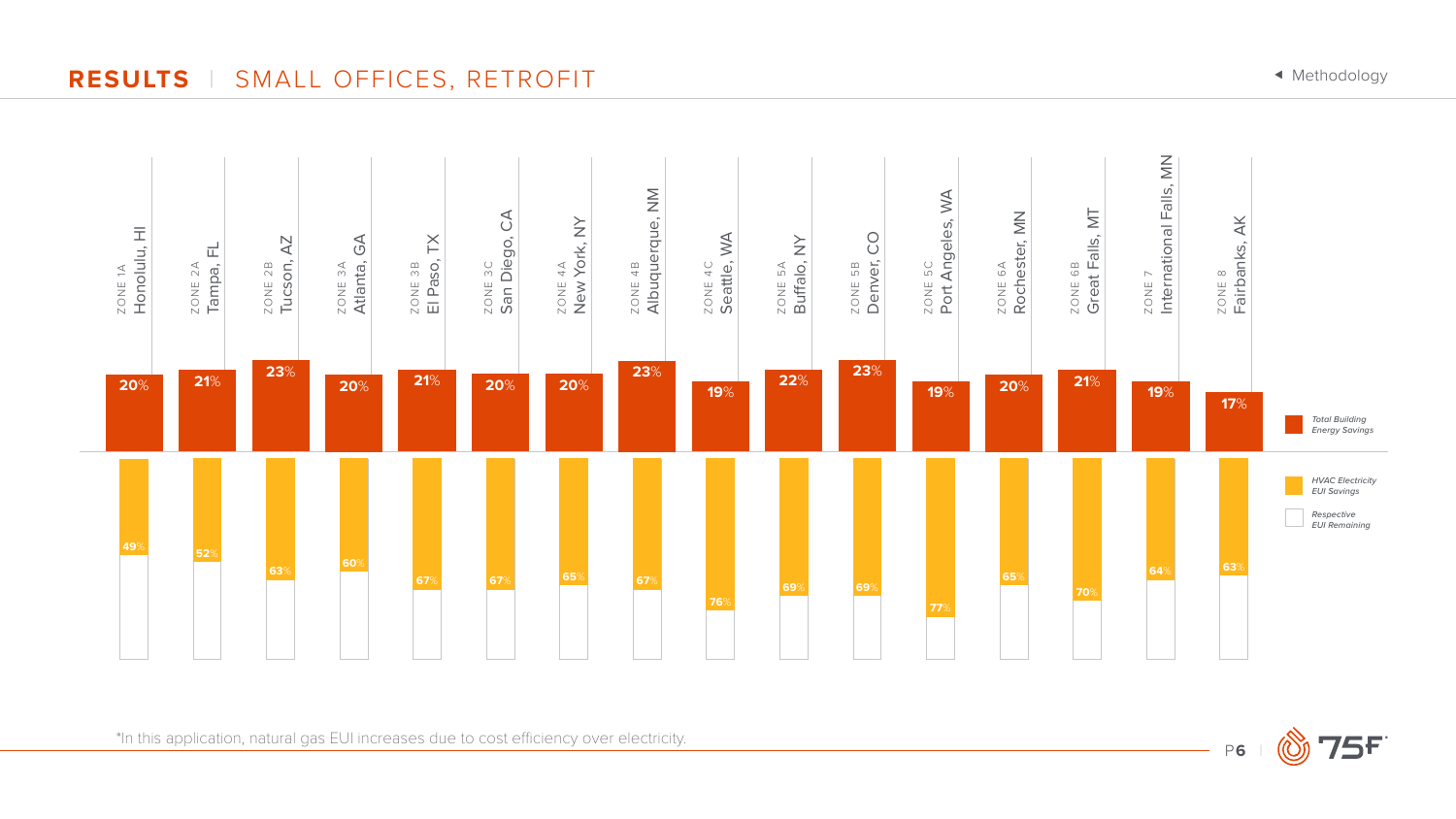# RESULTS | SMALL OFFICES, RETROFIT

◂ Methodology

| Zone | City | Total Building Energy Savings | HVAC Electricity EUI Savings |
|---|---|---|---|
| ZONE 1A | Honolulu, HI | 20% | 49% |
| ZONE 2A | Tampa, FL | 21% | 52% |
| ZONE 2B | Tucson, AZ | 23% | 63% |
| ZONE 3A | Atlanta, GA | 20% | 60% |
| ZONE 3B | El Paso, TX | 21% | 67% |
| ZONE 3C | San Diego, CA | 20% | 67% |
| ZONE 4A | New York, NY | 20% | 65% |
| ZONE 4B | Albuquerque, NM | 23% | 67% |
| ZONE 4C | Seattle, WA | 19% | 76% |
| ZONE 5A | Buffalo, NY | 22% | 69% |
| ZONE 5B | Denver, CO | 23% | 69% |
| ZONE 5C | Port Angeles, WA | 19% | 77% |
| ZONE 6A | Rochester, MN | 20% | 65% |
| ZONE 6B | Great Falls, MT | 21% | 70% |
| ZONE 7 | International Falls, MN | 19% | 64% |
| ZONE 8 | Fairbanks, AK | 17% | 63% |

*Total Building Energy Savings*

*HVAC Electricity EUI Savings*

*Respective EUI Remaining*

*In this application, natural gas EUI increases due to cost efficiency over electricity.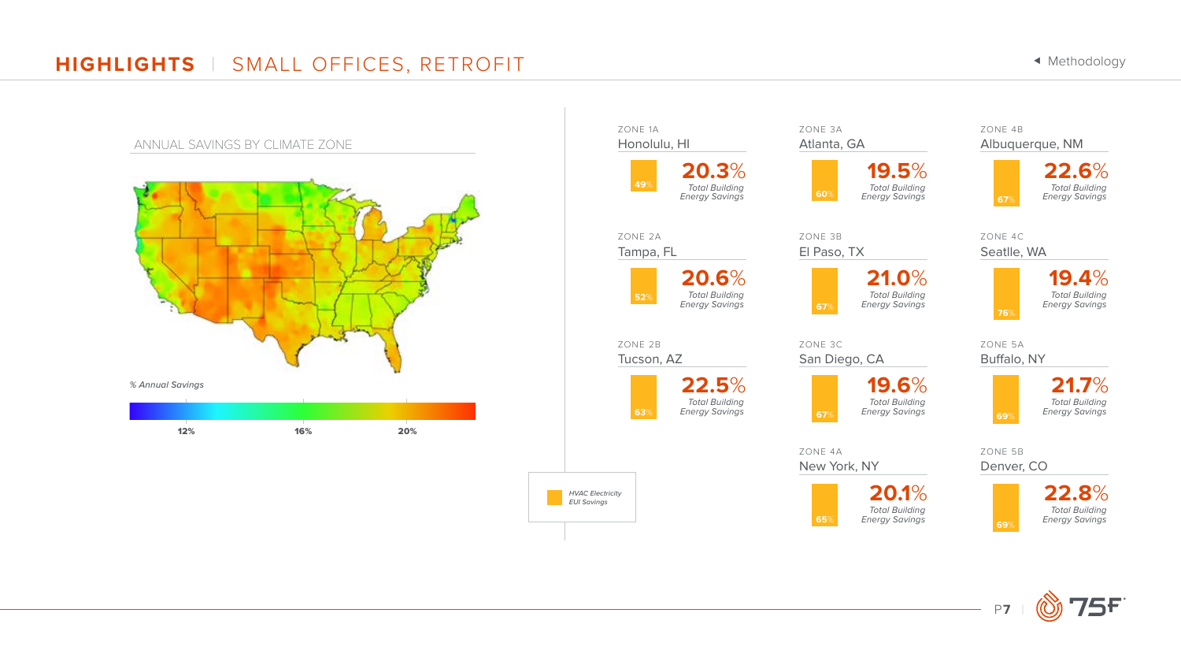# HIGHLIGHTS | SMALL OFFICES, RETROFIT

Methodology

## ANNUAL SAVINGS BY CLIMATE ZONE

*% Annual Savings*

12% 16% 20%

| Zone | City | HVAC Electricity EUI Savings | Total Building Energy Savings |
|---|---|---|---|
| ZONE 1A | Honolulu, HI | 49% | 20.3% |
| ZONE 2A | Tampa, FL | 52% | 20.6% |
| ZONE 2B | Tucson, AZ | 63% | 22.5% |
| ZONE 3A | Atlanta, GA | 60% | 19.5% |
| ZONE 3B | El Paso, TX | 67% | 21.0% |
| ZONE 3C | San Diego, CA | 67% | 19.6% |
| ZONE 4A | New York, NY | 65% | 20.1% |
| ZONE 4B | Albuquerque, NM | 67% | 22.6% |
| ZONE 4C | Seatlle, WA | 76% | 19.4% |
| ZONE 5A | Buffalo, NY | 69% | 21.7% |
| ZONE 5B | Denver, CO | 69% | 22.8% |

*HVAC Electricity EUI Savings*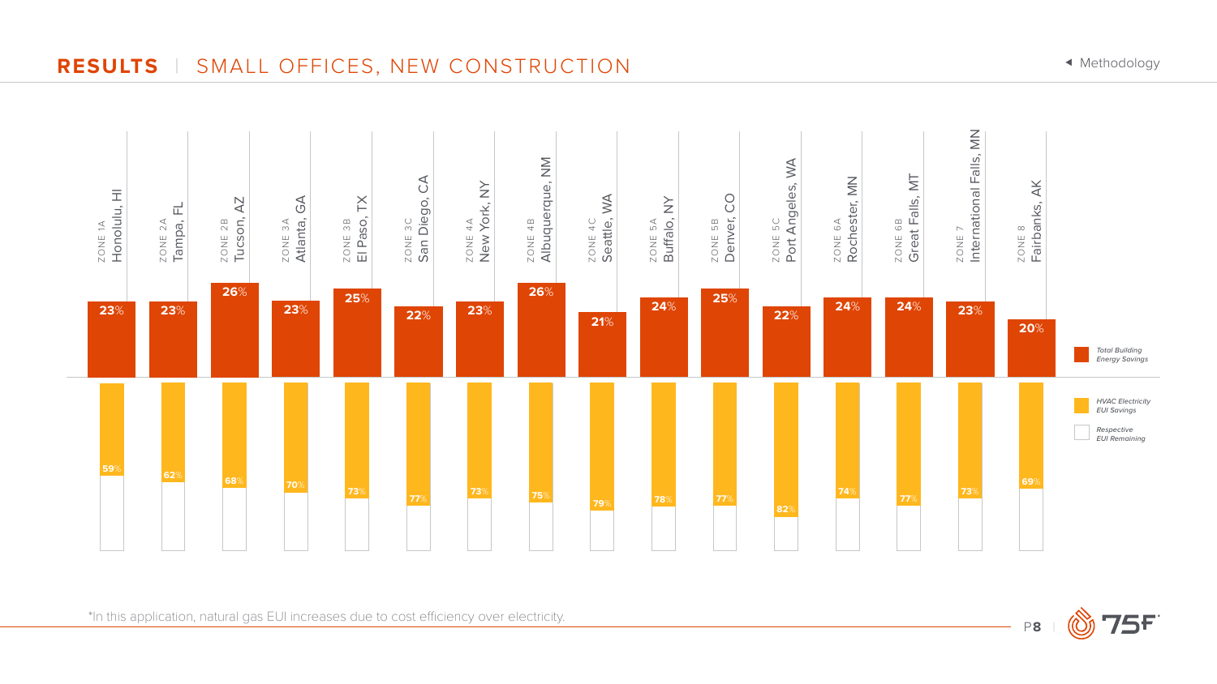## RESULTS | SMALL OFFICES, NEW CONSTRUCTION

◂ Methodology

| Zone | City | Total Building Energy Savings | HVAC Electricity EUI Savings |
|---|---|---|---|
| ZONE 1A | Honolulu, HI | 23% | 59% |
| ZONE 2A | Tampa, FL | 23% | 62% |
| ZONE 2B | Tucson, AZ | 26% | 68% |
| ZONE 3A | Atlanta, GA | 23% | 70% |
| ZONE 3B | El Paso, TX | 25% | 73% |
| ZONE 3C | San Diego, CA | 22% | 77% |
| ZONE 4A | New York, NY | 23% | 73% |
| ZONE 4B | Albuquerque, NM | 26% | 75% |
| ZONE 4C | Seattle, WA | 21% | 79% |
| ZONE 5A | Buffalo, NY | 24% | 78% |
| ZONE 5B | Denver, CO | 25% | 77% |
| ZONE 5C | Port Angeles, WA | 22% | 82% |
| ZONE 6A | Rochester, MN | 24% | 74% |
| ZONE 6B | Great Falls, MT | 24% | 77% |
| ZONE 7 | International Falls, MN | 23% | 73% |
| ZONE 8 | Fairbanks, AK | 20% | 69% |

*Total Building Energy Savings*

*HVAC Electricity EUI Savings*

*Respective EUI Remaining*

*In this application, natural gas EUI increases due to cost efficiency over electricity.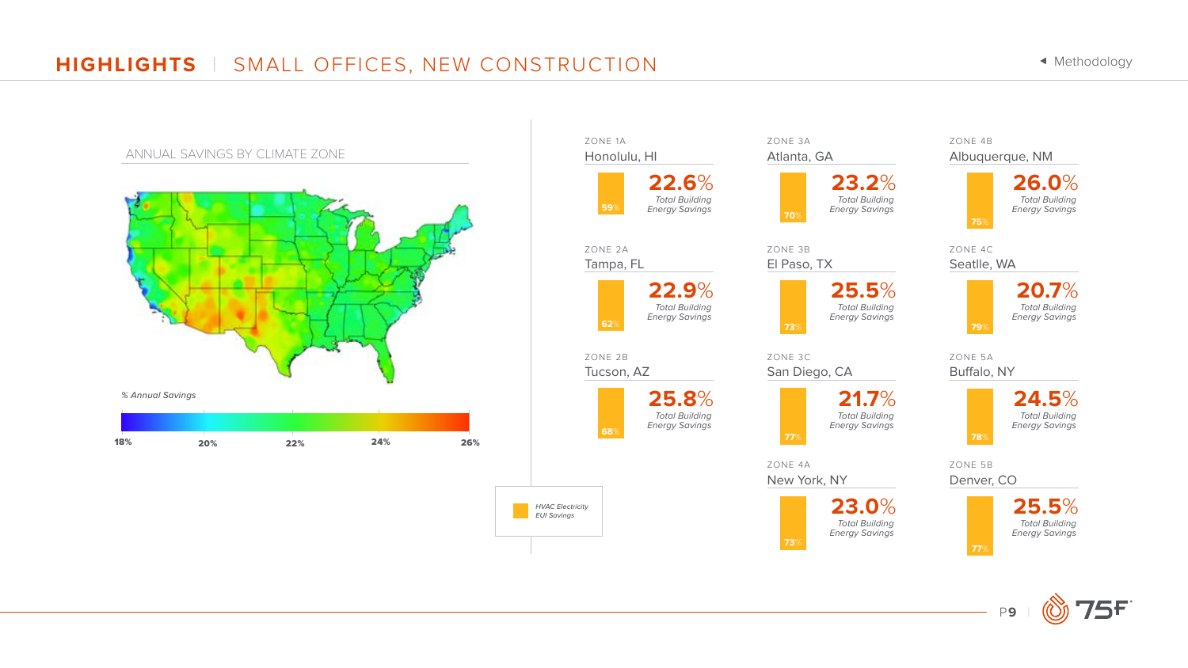# HIGHLIGHTS | SMALL OFFICES, NEW CONSTRUCTION

◂ Methodology

## ANNUAL SAVINGS BY CLIMATE ZONE

*% Annual Savings*

18% 20% 22% 24% 26%

| Zone | City | Total Building Energy Savings | HVAC Electricity EUI Savings |
|---|---|---|---|
| ZONE 1A | Honolulu, HI | 22.6% | 59% |
| ZONE 2A | Tampa, FL | 22.9% | 62% |
| ZONE 2B | Tucson, AZ | 25.8% | 68% |
| ZONE 3A | Atlanta, GA | 23.2% | 70% |
| ZONE 3B | El Paso, TX | 25.5% | 73% |
| ZONE 3C | San Diego, CA | 21.7% | 77% |
| ZONE 4A | New York, NY | 23.0% | 73% |
| ZONE 4B | Albuquerque, NM | 26.0% | 75% |
| ZONE 4C | Seatlle, WA | 20.7% | 79% |
| ZONE 5A | Buffalo, NY | 24.5% | 78% |
| ZONE 5B | Denver, CO | 25.5% | 77% |

*HVAC Electricity EUI Savings*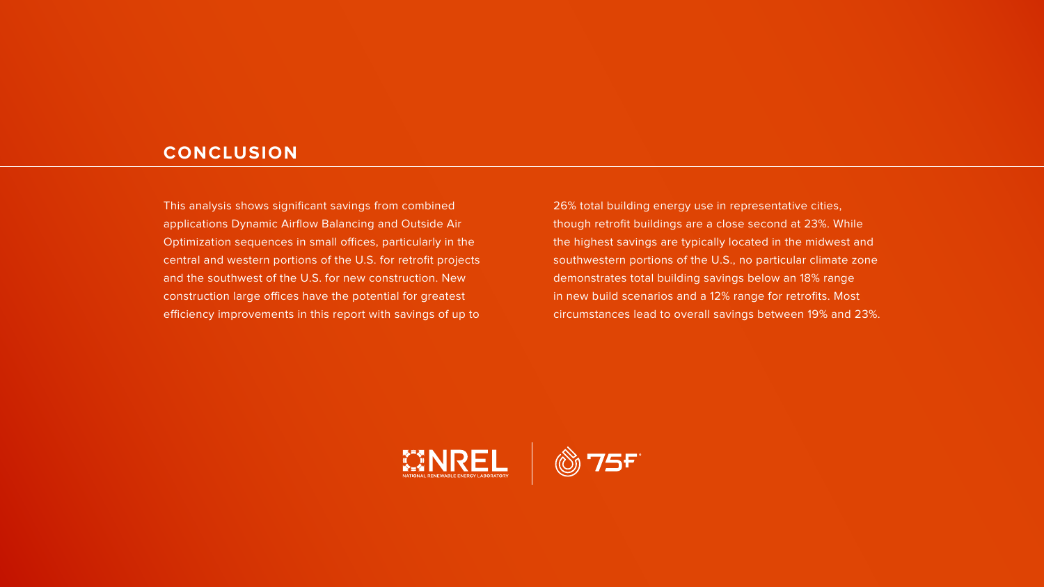## CONCLUSION

This analysis shows significant savings from combined applications Dynamic Airflow Balancing and Outside Air Optimization sequences in small offices, particularly in the central and western portions of the U.S. for retrofit projects and the southwest of the U.S. for new construction. New construction large offices have the potential for greatest efficiency improvements in this report with savings of up to 26% total building energy use in representative cities, though retrofit buildings are a close second at 23%. While the highest savings are typically located in the midwest and southwestern portions of the U.S., no particular climate zone demonstrates total building savings below an 18% range in new build scenarios and a 12% range for retrofits. Most circumstances lead to overall savings between 19% and 23%.

NREL
NATIONAL RENEWABLE ENERGY LABORATORY

75F